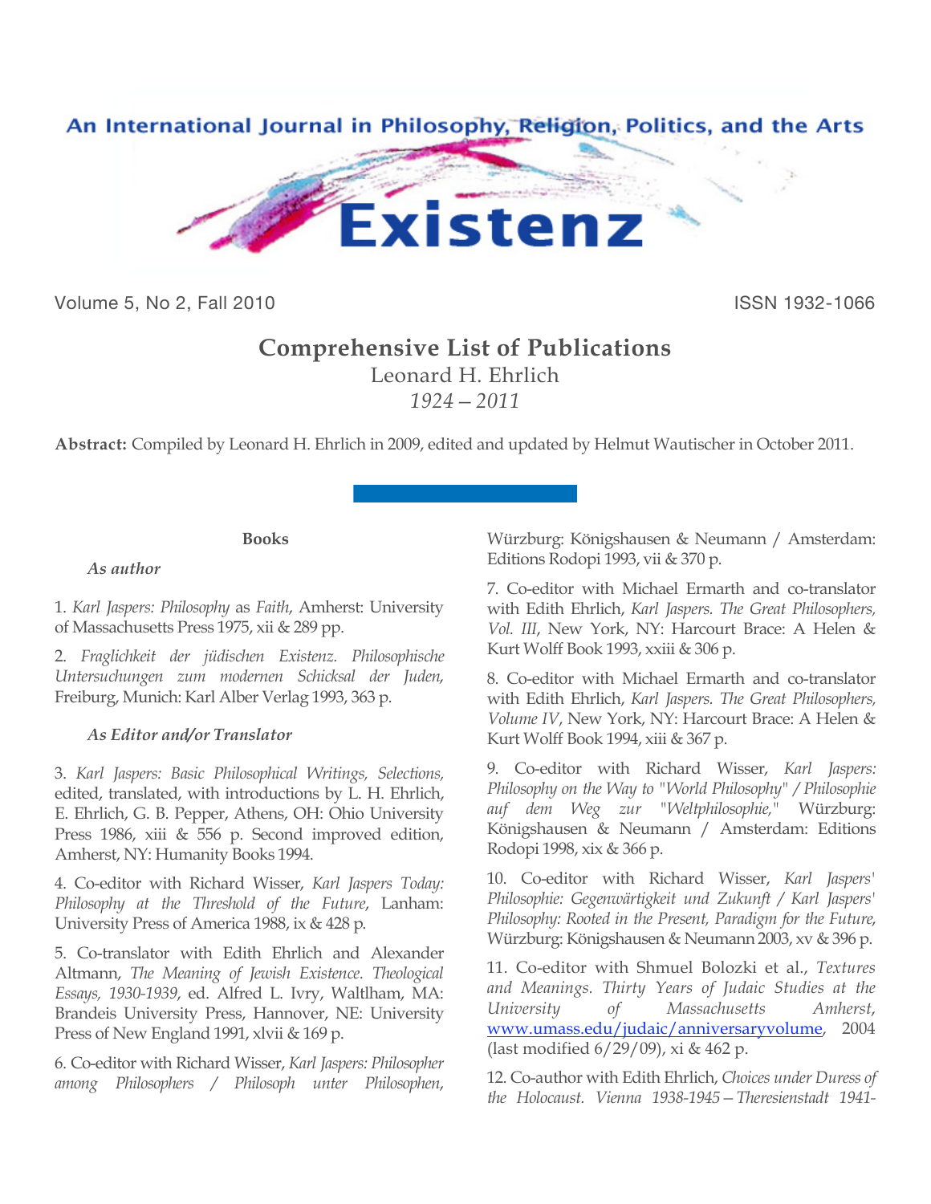# Comprehensive List of Publications

Leonard H. Ehrlich

*1924 – 2011*

**Abstract:** Compiled by Leonard H. Ehrlich in 2009, edited and updated by Helmut Wautischer in October 2011.

## Books

### *As author*

1. *Karl Jaspers: Philosophy* as *Faith*, Amherst: University of Massachusetts Press 1975, xii & 289 pp.

2. *Fraglichkeit der jüdischen Existenz. Philosophische Untersuchungen zum modernen Schicksal der Juden*, Freiburg, Munich: Karl Alber Verlag 1993, 363 p.

### *As Editor and/or Translator*

3. *Karl Jaspers: Basic Philosophical Writings, Selections,* edited, translated, with introductions by L. H. Ehrlich, E. Ehrlich, G. B. Pepper, Athens, OH: Ohio University Press 1986, xiii & 556 p. Second improved edition, Amherst, NY: Humanity Books 1994.

4. Co-editor with Richard Wisser, *Karl Jaspers Today: Philosophy at the Threshold of the Future*, Lanham: University Press of America 1988, ix & 428 p.

5. Co-translator with Edith Ehrlich and Alexander Altmann, *The Meaning of Jewish Existence. Theological Essays, 1930-1939*, ed. Alfred L. Ivry, Waltlham, MA: Brandeis University Press, Hannover, NE: University Press of New England 1991, xlvii & 169 p.

6. Co-editor with Richard Wisser, *Karl Jaspers: Philosopher among Philosophers / Philosoph unter Philosophen*, Würzburg: Königshausen & Neumann / Amsterdam: Editions Rodopi 1993, vii & 370 p.

7. Co-editor with Michael Ermarth and co-translator with Edith Ehrlich, *Karl Jaspers. The Great Philosophers, Vol. III*, New York, NY: Harcourt Brace: A Helen & Kurt Wolff Book 1993, xxiii & 306 p.

8. Co-editor with Michael Ermarth and co-translator with Edith Ehrlich, *Karl Jaspers. The Great Philosophers, Volume IV*, New York, NY: Harcourt Brace: A Helen & Kurt Wolff Book 1994, xiii & 367 p.

9. Co-editor with Richard Wisser, *Karl Jaspers: Philosophy on the Way to "World Philosophy" / Philosophie auf dem Weg zur "Weltphilosophie,"* Würzburg: Königshausen & Neumann / Amsterdam: Editions Rodopi 1998, xix & 366 p.

10. Co-editor with Richard Wisser, *Karl Jaspers' Philosophie: Gegenwärtigkeit und Zukunft / Karl Jaspers' Philosophy: Rooted in the Present, Paradigm for the Future*, Würzburg: Königshausen & Neumann 2003, xv & 396 p.

11. Co-editor with Shmuel Bolozki et al., *Textures and Meanings. Thirty Years of Judaic Studies at the University of Massachusetts Amherst*, www.umass.edu/judaic/anniversaryvolume, 2004 (last modified 6/29/09), xi & 462 p.

12. Co-author with Edith Ehrlich, *Choices under Duress of the Holocaust. Vienna 1938-1945 – Theresienstadt 1941-*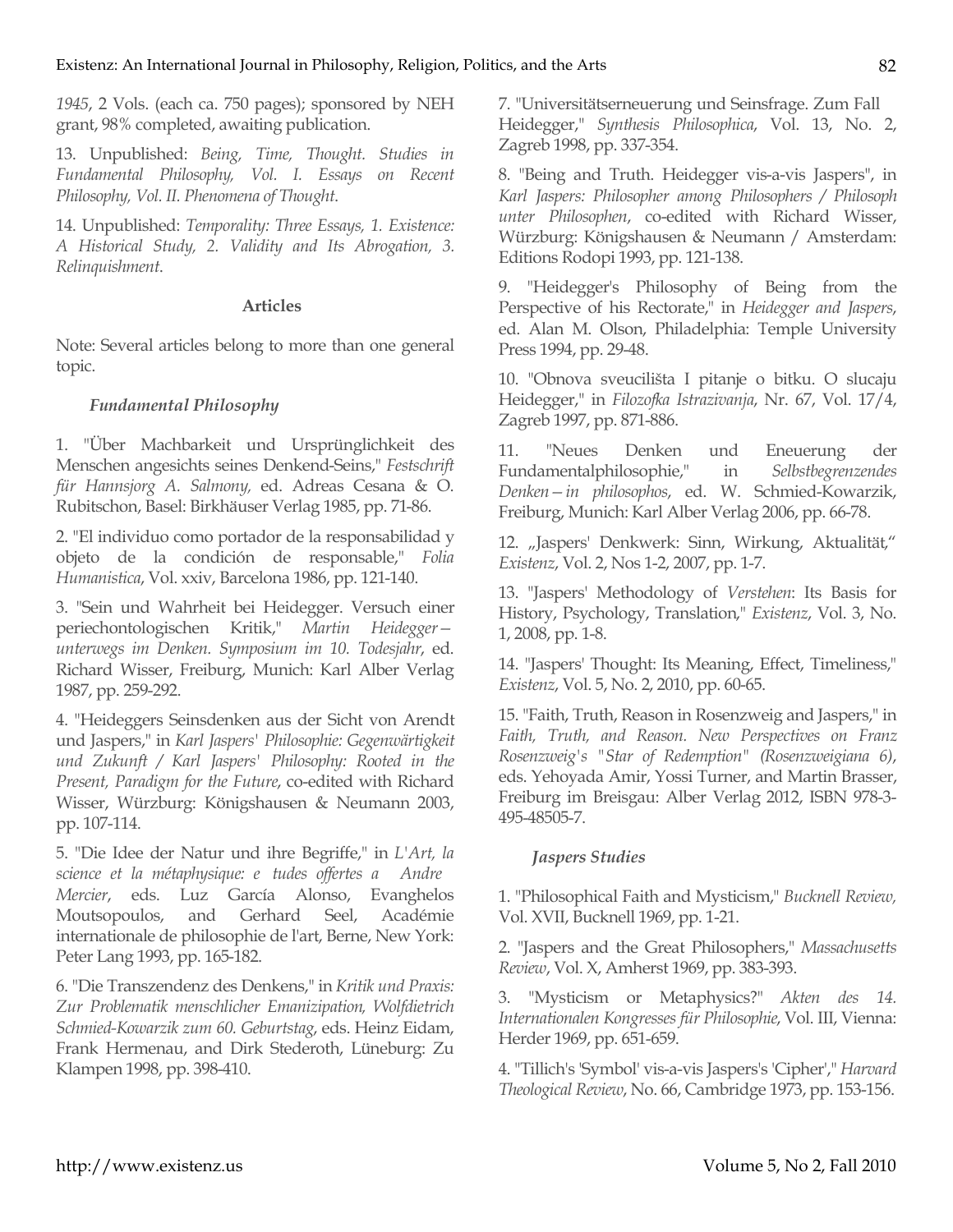*1945*, 2 Vols. (each ca. 750 pages); sponsored by NEH grant, 98% completed, awaiting publication.

13. Unpublished: *Being, Time, Thought. Studies in Fundamental Philosophy, Vol. I. Essays on Recent Philosophy, Vol. II. Phenomena of Thought*.

14. Unpublished: *Temporality: Three Essays, 1. Existence: A Historical Study, 2. Validity and Its Abrogation, 3. Relinquishment*.

## Articles

Note: Several articles belong to more than one general topic.

### *Fundamental Philosophy*

1. "Über Machbarkeit und Ursprünglichkeit des Menschen angesichts seines Denkend-Seins," *Festschrift für Hannsjorg A. Salmony,* ed. Adreas Cesana & O. Rubitschon, Basel: Birkhäuser Verlag 1985, pp. 71-86.

2. "El individuo como portador de la responsabilidad y objeto de la condición de responsable," *Folia Humanistica*, Vol. xxiv, Barcelona 1986, pp. 121-140.

3. "Sein und Wahrheit bei Heidegger. Versuch einer periechontologischen Kritik," *Martin Heidegger—unterwegs im Denken. Symposium im 10. Todesjahr*, ed. Richard Wisser, Freiburg, Munich: Karl Alber Verlag 1987, pp. 259-292.

4. "Heideggers Seinsdenken aus der Sicht von Arendt und Jaspers," in *Karl Jaspers' Philosophie: Gegenwärtigkeit und Zukunft / Karl Jaspers' Philosophy: Rooted in the Present, Paradigm for the Future*, co-edited with Richard Wisser, Würzburg: Königshausen & Neumann 2003, pp. 107-114.

5. "Die Idee der Natur und ihre Begriffe," in *L'Art, la science et la métaphysique: e tudes offertes a Andre Mercier*, eds. Luz García Alonso, Evanghelos Moutsopoulos, and Gerhard Seel, Académie internationale de philosophie de l'art, Berne, New York: Peter Lang 1993, pp. 165-182.

6. "Die Transzendenz des Denkens," in *Kritik und Praxis: Zur Problematik menschlicher Emanizipation, Wolfdietrich Schmied-Kowarzik zum 60. Geburtstag*, eds. Heinz Eidam, Frank Hermenau, and Dirk Stederoth, Lüneburg: Zu Klampen 1998, pp. 398-410.

7. "Universitätserneuerung und Seinsfrage. Zum Fall Heidegger," *Synthesis Philosophica*, Vol. 13, No. 2, Zagreb 1998, pp. 337-354.

8. "Being and Truth. Heidegger vis-a-vis Jaspers", in *Karl Jaspers: Philosopher among Philosophers / Philosoph unter Philosophen*, co-edited with Richard Wisser, Würzburg: Königshausen & Neumann / Amsterdam: Editions Rodopi 1993, pp. 121-138.

9. "Heidegger's Philosophy of Being from the Perspective of his Rectorate," in *Heidegger and Jaspers*, ed. Alan M. Olson, Philadelphia: Temple University Press 1994, pp. 29-48.

10. "Obnova sveucilišta I pitanje o bitku. O slucaju Heidegger," in *Filozofka Istrazivanja*, Nr. 67, Vol. 17/4, Zagreb 1997, pp. 871-886.

11. "Neues Denken und Eneuerung der Fundamentalphilosophie," in *Selbstbegrenzendes Denken—in philosophos*, ed. W. Schmied-Kowarzik, Freiburg, Munich: Karl Alber Verlag 2006, pp. 66-78.

12. „Jaspers' Denkwerk: Sinn, Wirkung, Aktualität," *Existenz*, Vol. 2, Nos 1-2, 2007, pp. 1-7.

13. "Jaspers' Methodology of *Verstehen*: Its Basis for History, Psychology, Translation," *Existenz*, Vol. 3, No. 1, 2008, pp. 1-8.

14. "Jaspers' Thought: Its Meaning, Effect, Timeliness," *Existenz*, Vol. 5, No. 2, 2010, pp. 60-65.

15. "Faith, Truth, Reason in Rosenzweig and Jaspers," in *Faith, Truth, and Reason. New Perspectives on Franz Rosenzweig's "Star of Redemption" (Rosenzweigiana 6)*, eds. Yehoyada Amir, Yossi Turner, and Martin Brasser, Freiburg im Breisgau: Alber Verlag 2012, ISBN 978-3-495-48505-7.

### *Jaspers Studies*

1. "Philosophical Faith and Mysticism," *Bucknell Review,* Vol. XVII, Bucknell 1969, pp. 1-21.

2. "Jaspers and the Great Philosophers," *Massachusetts Review*, Vol. X, Amherst 1969, pp. 383-393.

3. "Mysticism or Metaphysics?" *Akten des 14. Internationalen Kongresses für Philosophie*, Vol. III, Vienna: Herder 1969, pp. 651-659.

4. "Tillich's 'Symbol' vis-a-vis Jaspers's 'Cipher'," *Harvard Theological Review*, No. 66, Cambridge 1973, pp. 153-156.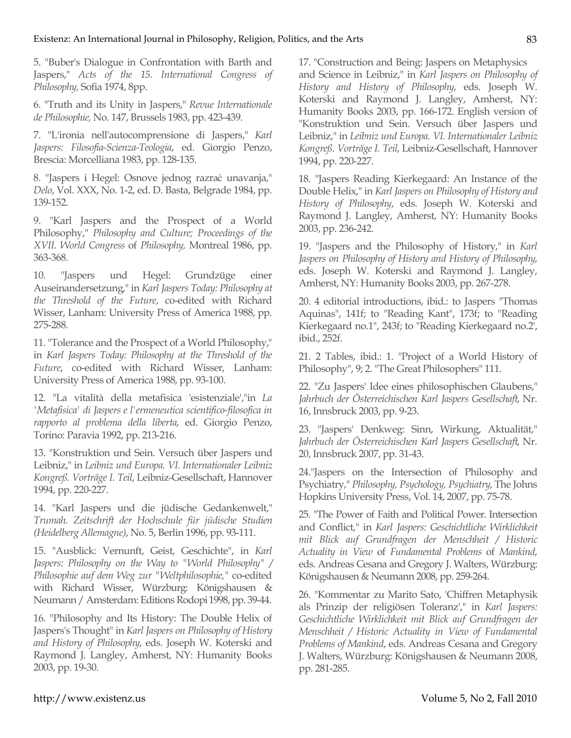5. "Buber's Dialogue in Confrontation with Barth and Jaspers," *Acts of the 15. International Congress of Philosophy,* Sofia 1974, 8pp.

6. "Truth and its Unity in Jaspers," *Revue Internationale de Philosophie,* No. 147, Brussels 1983, pp. 423-439.

7. "L'ironia nell'autocomprensione di Jaspers," *Karl Jaspers: Filosofia-Scienza-Teologia*, ed. Giorgio Penzo, Brescia: Morcelliana 1983, pp. 128-135.

8. "Jaspers i Hegel: Osnove jednog razraćunavanja," *Delo*, Vol. XXX, No. 1-2, ed. D. Basta, Belgrade 1984, pp. 139-152.

9. "Karl Jaspers and the Prospect of a World Philosophy," *Philosophy and Culture; Proceedings of the XVII. World Congress* of *Philosophy,* Montreal 1986, pp. 363-368.

10. "Jaspers und Hegel: Grundzüge einer Auseinandersetzung," in *Karl Jaspers Today: Philosophy at the Threshold of the Future*, co-edited with Richard Wisser, Lanham: University Press of America 1988, pp. 275-288.

11. "Tolerance and the Prospect of a World Philosophy," in *Karl Jaspers Today: Philosophy at the Threshold of the Future*, co-edited with Richard Wisser, Lanham: University Press of America 1988, pp. 93-100.

12. "La vitalità della metafisica 'esistenziale',"in *La 'Metafisica' di Jaspers e l'ermeneutica scientifico-filosofica in rapporto al problema della liberta*, ed. Giorgio Penzo, Torino: Paravia 1992, pp. 213-216.

13. "Konstruktion und Sein. Versuch über Jaspers und Leibniz," in *Leibniz und Europa. VI. Internationaler Leibniz Kongreß. Vorträge I. Teil*, Leibniz-Gesellschaft, Hannover 1994, pp. 220-227.

14. "Karl Jaspers und die jüdische Gedankenwelt," *Trumah. Zeitschrift der Hochschule für jüdische Studien (Heidelberg Allemagne)*, No. 5, Berlin 1996, pp. 93-111.

15. "Ausblick: Vernunft, Geist, Geschichte", in *Karl Jaspers: Philosophy on the Way to "World Philosophy" / Philosophie auf dem Weg zur "Weltphilosophie,"* co-edited with Richard Wisser, Würzburg: Königshausen & Neumann / Amsterdam: Editions Rodopi 1998, pp. 39-44.

16. "Philosophy and Its History: The Double Helix of Jaspers's Thought" in *Karl Jaspers on Philosophy of History and History of Philosophy*, eds. Joseph W. Koterski and Raymond J. Langley, Amherst, NY: Humanity Books 2003, pp. 19-30.

17. "Construction and Being: Jaspers on Metaphysics and Science in Leibniz," in *Karl Jaspers on Philosophy of History and History of Philosophy*, eds. Joseph W. Koterski and Raymond J. Langley, Amherst, NY: Humanity Books 2003, pp. 166-172. English version of "Konstruktion und Sein. Versuch über Jaspers und Leibniz," in *Leibniz und Europa. VI. Internationaler Leibniz Kongreß. Vorträge I. Teil*, Leibniz-Gesellschaft, Hannover 1994, pp. 220-227.

18. "Jaspers Reading Kierkegaard: An Instance of the Double Helix," in *Karl Jaspers on Philosophy of History and History of Philosophy*, eds. Joseph W. Koterski and Raymond J. Langley, Amherst, NY: Humanity Books 2003, pp. 236-242.

19. "Jaspers and the Philosophy of History," in *Karl Jaspers on Philosophy of History and History of Philosophy*, eds. Joseph W. Koterski and Raymond J. Langley, Amherst, NY: Humanity Books 2003, pp. 267-278.

20. 4 editorial introductions, ibid.: to Jaspers "Thomas Aquinas", 141f; to "Reading Kant", 173f; to "Reading Kierkegaard no.1", 243f; to "Reading Kierkegaard no.2', ibid., 252f.

21. 2 Tables, ibid.: 1. "Project of a World History of Philosophy", 9; 2. "The Great Philosophers" 111.

22. "Zu Jaspers' Idee eines philosophischen Glaubens," *Jahrbuch der Österreichischen Karl Jaspers Gesellschaft*, Nr. 16, Innsbruck 2003, pp. 9-23.

23. "Jaspers' Denkweg: Sinn, Wirkung, Aktualität," *Jahrbuch der Österreichischen Karl Jaspers Gesellschaft*, Nr. 20, Innsbruck 2007, pp. 31-43.

24."Jaspers on the Intersection of Philosophy and Psychiatry," *Philosophy, Psychology, Psychiatry*, The Johns Hopkins University Press, Vol. 14, 2007, pp. 75-78.

25. "The Power of Faith and Political Power. Intersection and Conflict," in *Karl Jaspers: Geschichtliche Wirklichkeit mit Blick auf Grundfragen der Menschheit / Historic Actuality in View* of *Fundamental Problems* of *Mankind*, eds. Andreas Cesana and Gregory J. Walters, Würzburg: Königshausen & Neumann 2008, pp. 259-264.

26. "Kommentar zu Marito Sato, 'Chiffren Metaphysik als Prinzip der religiösen Toleranz'," in *Karl Jaspers: Geschichtliche Wirklichkeit mit Blick auf Grundfragen der Menschheit / Historic Actuality in View of Fundamental Problems of Mankind*, eds. Andreas Cesana and Gregory J. Walters, Würzburg: Königshausen & Neumann 2008, pp. 281-285.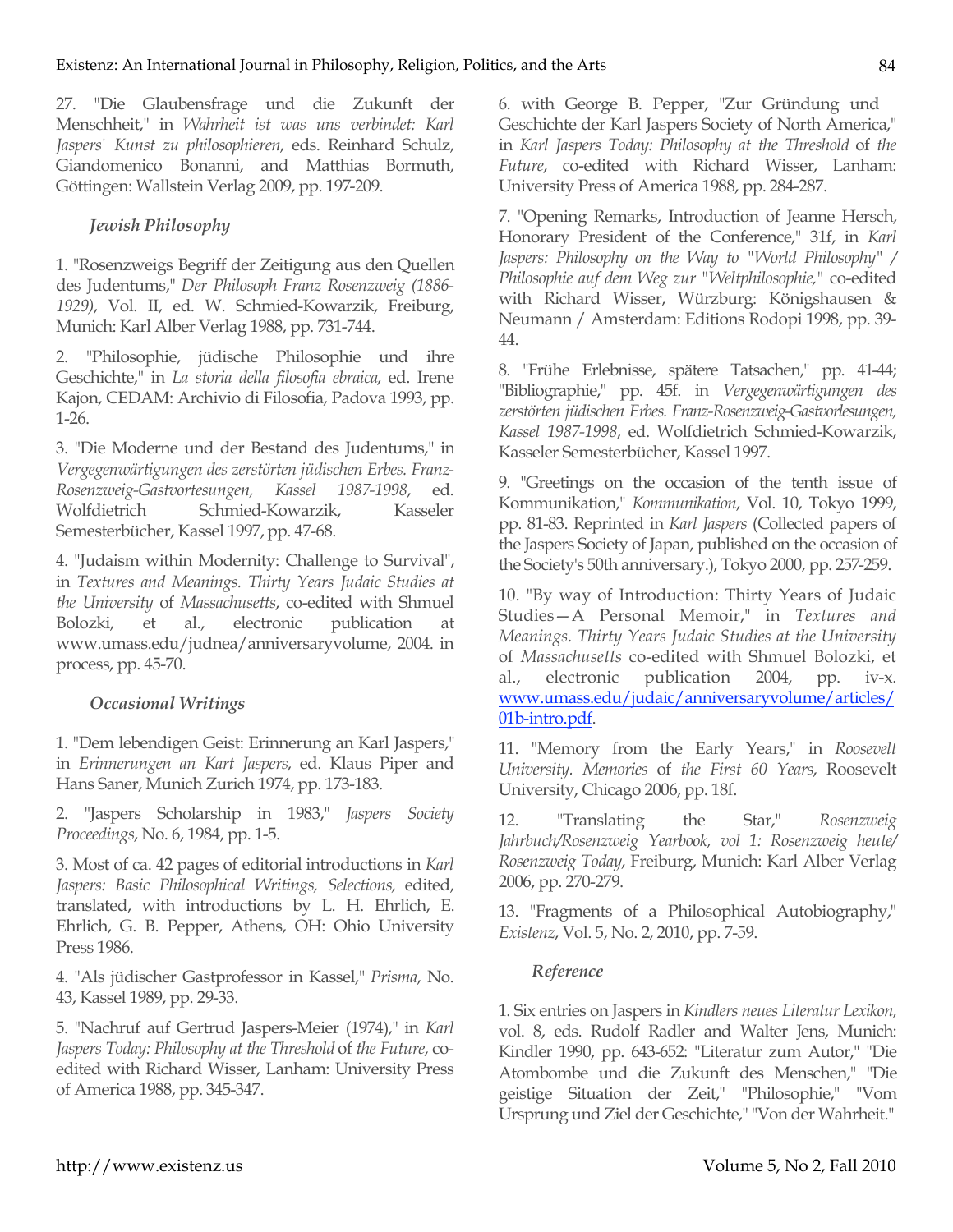27. "Die Glaubensfrage und die Zukunft der Menschheit," in *Wahrheit ist was uns verbindet: Karl Jaspers' Kunst zu philosophieren*, eds. Reinhard Schulz, Giandomenico Bonanni, and Matthias Bormuth, Göttingen: Wallstein Verlag 2009, pp. 197-209.

### *Jewish Philosophy*

1. "Rosenzweigs Begriff der Zeitigung aus den Quellen des Judentums," *Der Philosoph Franz Rosenzweig (1886-1929)*, Vol. II, ed. W. Schmied-Kowarzik, Freiburg, Munich: Karl Alber Verlag 1988, pp. 731-744.

2. "Philosophie, jüdische Philosophie und ihre Geschichte," in *La storia della filosofia ebraica*, ed. Irene Kajon, CEDAM: Archivio di Filosofia, Padova 1993, pp. 1-26.

3. "Die Moderne und der Bestand des Judentums," in *Vergegenwärtigungen des zerstörten jüdischen Erbes. Franz-Rosenzweig-Gastvortesungen, Kassel 1987-1998*, ed. Wolfdietrich Schmied-Kowarzik, Kasseler Semesterbücher, Kassel 1997, pp. 47-68.

4. "Judaism within Modernity: Challenge to Survival", in *Textures and Meanings. Thirty Years Judaic Studies at the University* of *Massachusetts*, co-edited with Shmuel Bolozki, et al., electronic publication at www.umass.edu/judnea/anniversaryvolume, 2004. in process, pp. 45-70.

### *Occasional Writings*

1. "Dem lebendigen Geist: Erinnerung an Karl Jaspers," in *Erinnerungen an Kart Jaspers*, ed. Klaus Piper and Hans Saner, Munich Zurich 1974, pp. 173-183.

2. "Jaspers Scholarship in 1983," *Jaspers Society Proceedings*, No. 6, 1984, pp. 1-5.

3. Most of ca. 42 pages of editorial introductions in *Karl Jaspers: Basic Philosophical Writings, Selections,* edited, translated, with introductions by L. H. Ehrlich, E. Ehrlich, G. B. Pepper, Athens, OH: Ohio University Press 1986.

4. "Als jüdischer Gastprofessor in Kassel," *Prisma*, No. 43, Kassel 1989, pp. 29-33.

5. "Nachruf auf Gertrud Jaspers-Meier (1974)," in *Karl Jaspers Today: Philosophy at the Threshold* of *the Future*, co-edited with Richard Wisser, Lanham: University Press of America 1988, pp. 345-347.

6. with George B. Pepper, "Zur Gründung und Geschichte der Karl Jaspers Society of North America," in *Karl Jaspers Today: Philosophy at the Threshold* of *the Future*, co-edited with Richard Wisser, Lanham: University Press of America 1988, pp. 284-287.

7. "Opening Remarks, Introduction of Jeanne Hersch, Honorary President of the Conference," 31f, in *Karl Jaspers: Philosophy on the Way to "World Philosophy" / Philosophie auf dem Weg zur "Weltphilosophie,"* co-edited with Richard Wisser, Würzburg: Königshausen & Neumann / Amsterdam: Editions Rodopi 1998, pp. 39-44.

8. "Frühe Erlebnisse, spätere Tatsachen," pp. 41-44; "Bibliographie," pp. 45f. in *Vergegenwärtigungen des zerstörten jüdischen Erbes. Franz-Rosenzweig-Gastvorlesungen, Kassel 1987-1998*, ed. Wolfdietrich Schmied-Kowarzik, Kasseler Semesterbücher, Kassel 1997.

9. "Greetings on the occasion of the tenth issue of Kommunikation," *Kommunikation*, Vol. 10, Tokyo 1999, pp. 81-83. Reprinted in *Karl Jaspers* (Collected papers of the Jaspers Society of Japan, published on the occasion of the Society's 50th anniversary.), Tokyo 2000, pp. 257-259.

10. "By way of Introduction: Thirty Years of Judaic Studies—A Personal Memoir," in *Textures and Meanings. Thirty Years Judaic Studies at the University* of *Massachusetts* co-edited with Shmuel Bolozki, et al., electronic publication 2004, pp. iv-x. www.umass.edu/judaic/anniversaryvolume/articles/01b-intro.pdf.

11. "Memory from the Early Years," in *Roosevelt University. Memories* of *the First 60 Years*, Roosevelt University, Chicago 2006, pp. 18f.

12. "Translating the Star," *Rosenzweig Jahrbuch/Rosenzweig Yearbook, vol 1: Rosenzweig heute/ Rosenzweig Today*, Freiburg, Munich: Karl Alber Verlag 2006, pp. 270-279.

13. "Fragments of a Philosophical Autobiography," *Existenz*, Vol. 5, No. 2, 2010, pp. 7-59.

### *Reference*

1. Six entries on Jaspers in *Kindlers neues Literatur Lexikon,* vol. 8, eds. Rudolf Radler and Walter Jens, Munich: Kindler 1990, pp. 643-652: "Literatur zum Autor," "Die Atombombe und die Zukunft des Menschen," "Die geistige Situation der Zeit," "Philosophie," "Vom Ursprung und Ziel der Geschichte," "Von der Wahrheit."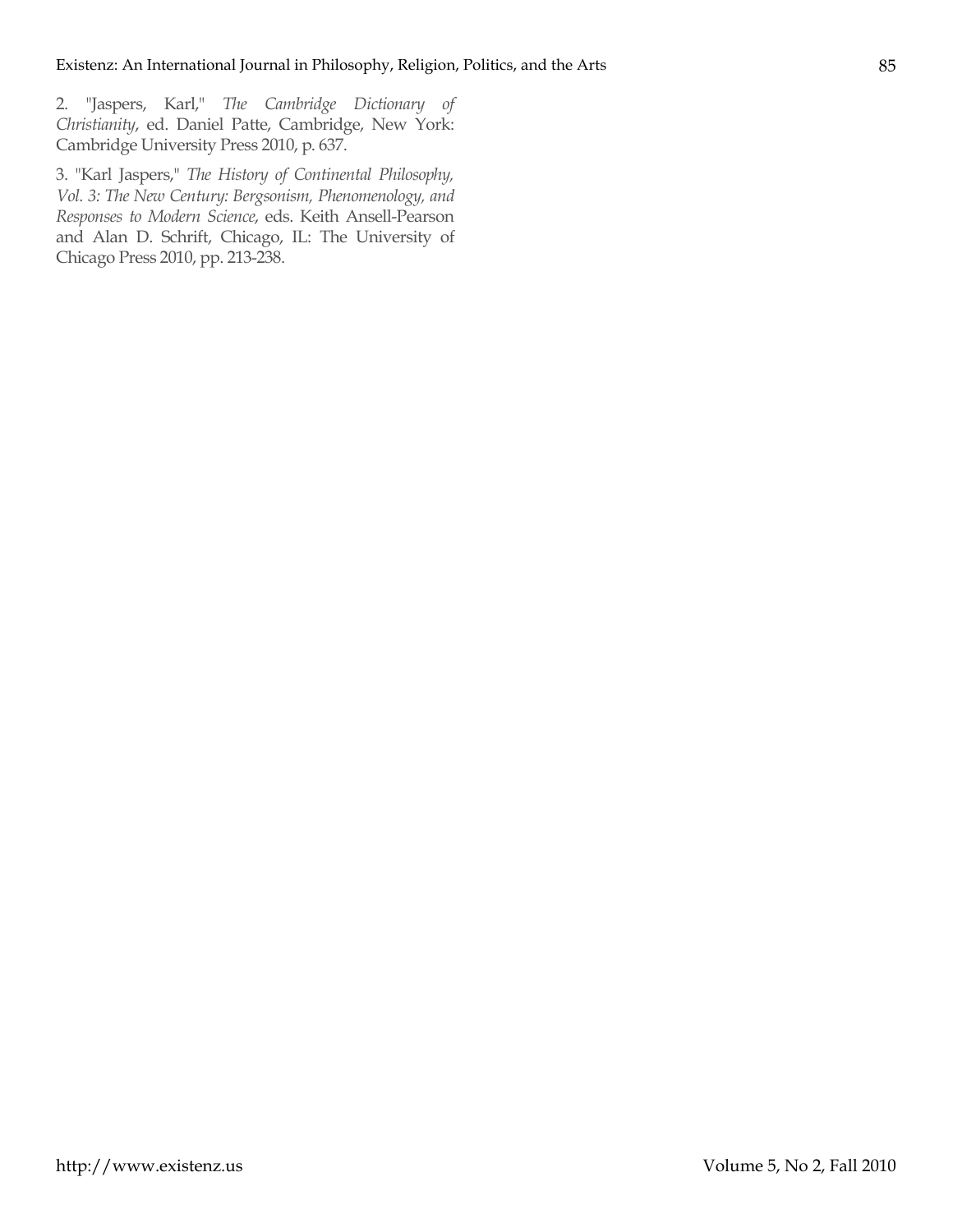2. "Jaspers, Karl," *The Cambridge Dictionary of Christianity*, ed. Daniel Patte, Cambridge, New York: Cambridge University Press 2010, p. 637.

3. "Karl Jaspers," *The History of Continental Philosophy, Vol. 3: The New Century: Bergsonism, Phenomenology, and Responses to Modern Science*, eds. Keith Ansell-Pearson and Alan D. Schrift, Chicago, IL: The University of Chicago Press 2010, pp. 213-238.